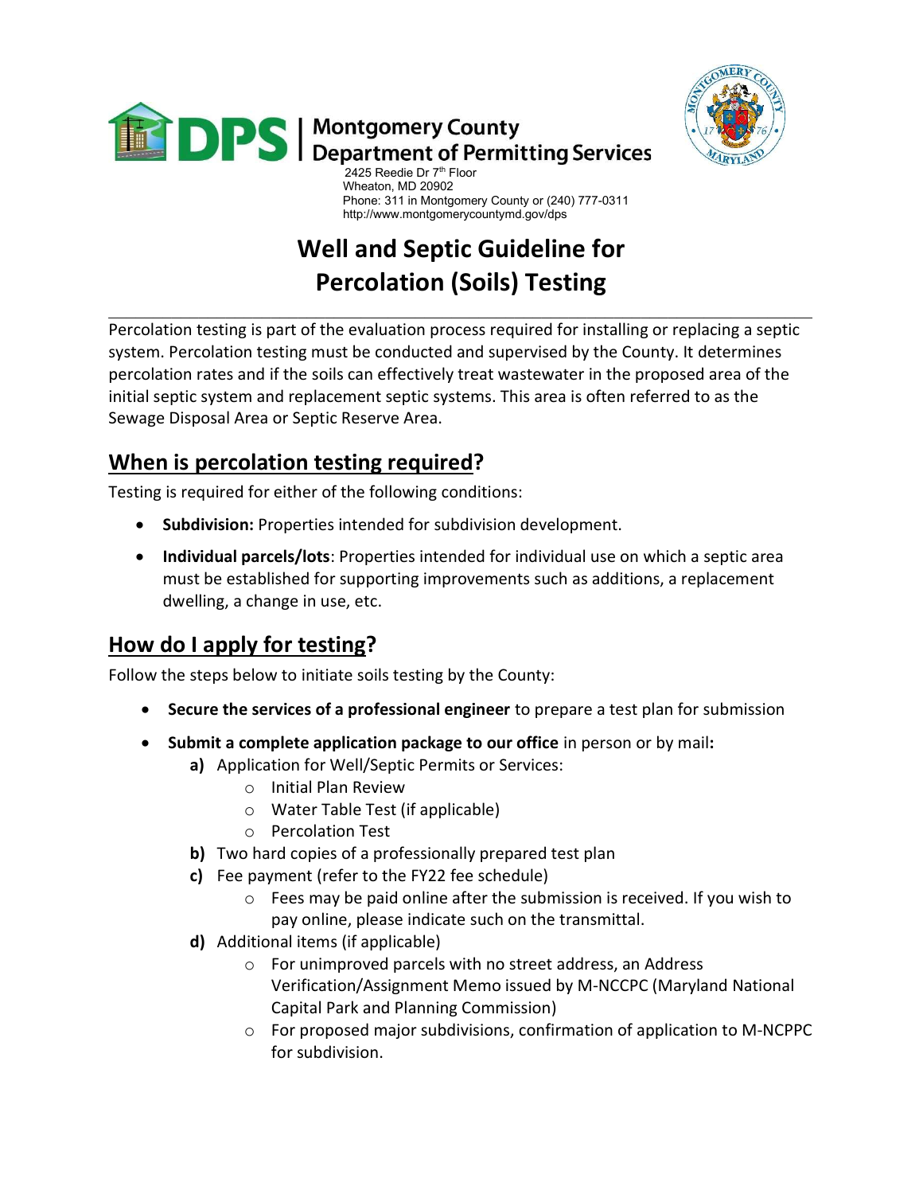# DPS | Montgomery County Department of Permitting Services

2425 Reedie Dr 7th Floor
Wheaton, MD 20902
Phone: 311 in Montgomery County or (240) 777-0311
http://www.montgomerycountymd.gov/dps

# Well and Septic Guideline for Percolation (Soils) Testing

Percolation testing is part of the evaluation process required for installing or replacing a septic system. Percolation testing must be conducted and supervised by the County. It determines percolation rates and if the soils can effectively treat wastewater in the proposed area of the initial septic system and replacement septic systems. This area is often referred to as the Sewage Disposal Area or Septic Reserve Area.

## When is percolation testing required?

Testing is required for either of the following conditions:

- **Subdivision:** Properties intended for subdivision development.
- **Individual parcels/lots**: Properties intended for individual use on which a septic area must be established for supporting improvements such as additions, a replacement dwelling, a change in use, etc.

## How do I apply for testing?

Follow the steps below to initiate soils testing by the County:

- **Secure the services of a professional engineer** to prepare a test plan for submission
- **Submit a complete application package to our office** in person or by mail**:**
  - **a)** Application for Well/Septic Permits or Services:
    - Initial Plan Review
    - Water Table Test (if applicable)
    - Percolation Test
  - **b)** Two hard copies of a professionally prepared test plan
  - **c)** Fee payment (refer to the FY22 fee schedule)
    - Fees may be paid online after the submission is received. If you wish to pay online, please indicate such on the transmittal.
  - **d)** Additional items (if applicable)
    - For unimproved parcels with no street address, an Address Verification/Assignment Memo issued by M-NCCPC (Maryland National Capital Park and Planning Commission)
    - For proposed major subdivisions, confirmation of application to M-NCPPC for subdivision.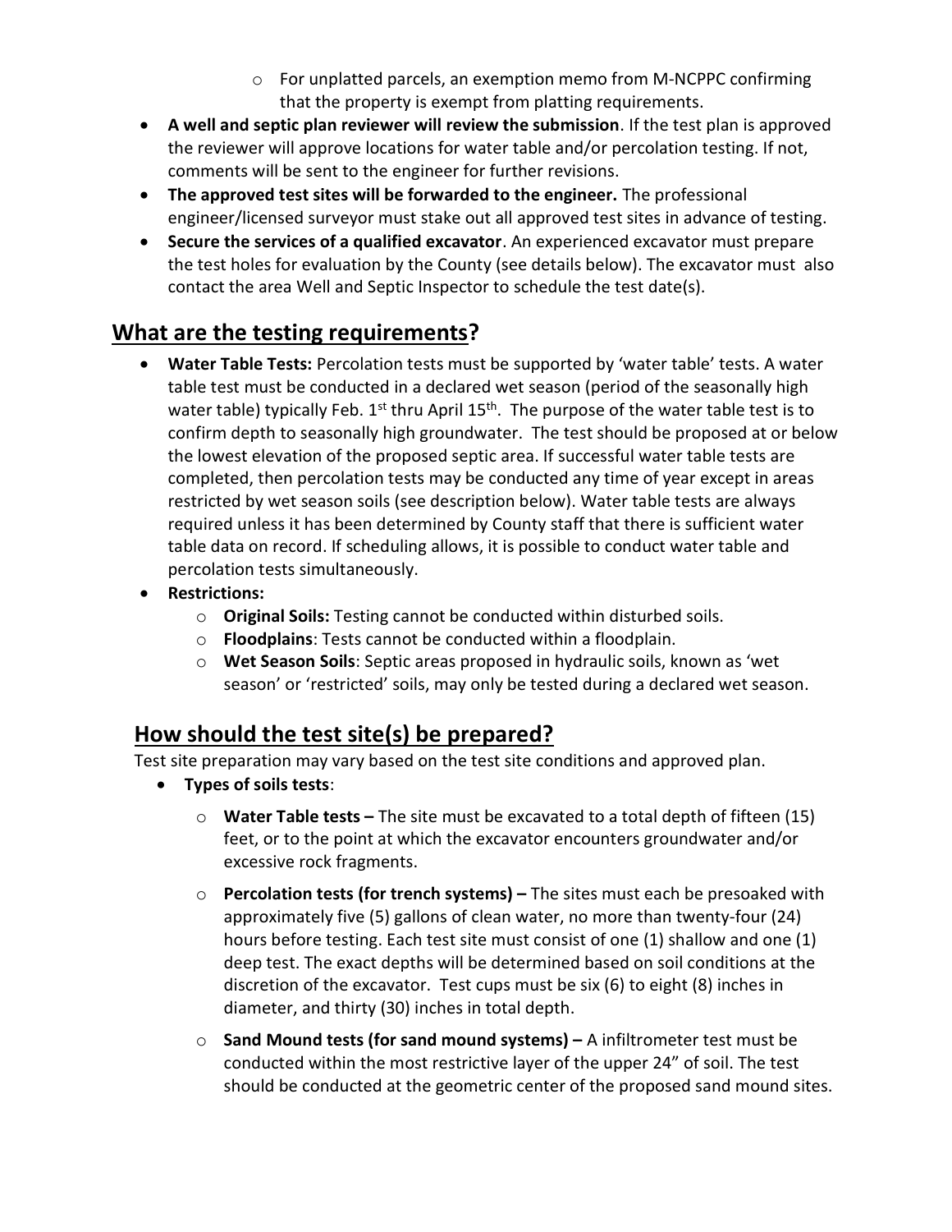- For unplatted parcels, an exemption memo from M-NCPPC confirming that the property is exempt from platting requirements.
- **A well and septic plan reviewer will review the submission**. If the test plan is approved the reviewer will approve locations for water table and/or percolation testing. If not, comments will be sent to the engineer for further revisions.
- **The approved test sites will be forwarded to the engineer.** The professional engineer/licensed surveyor must stake out all approved test sites in advance of testing.
- **Secure the services of a qualified excavator**. An experienced excavator must prepare the test holes for evaluation by the County (see details below). The excavator must also contact the area Well and Septic Inspector to schedule the test date(s).

## What are the testing requirements?

- **Water Table Tests:** Percolation tests must be supported by 'water table' tests. A water table test must be conducted in a declared wet season (period of the seasonally high water table) typically Feb. 1st thru April 15th. The purpose of the water table test is to confirm depth to seasonally high groundwater. The test should be proposed at or below the lowest elevation of the proposed septic area. If successful water table tests are completed, then percolation tests may be conducted any time of year except in areas restricted by wet season soils (see description below). Water table tests are always required unless it has been determined by County staff that there is sufficient water table data on record. If scheduling allows, it is possible to conduct water table and percolation tests simultaneously.
- **Restrictions:**
    - **Original Soils:** Testing cannot be conducted within disturbed soils.
    - **Floodplains**: Tests cannot be conducted within a floodplain.
    - **Wet Season Soils**: Septic areas proposed in hydraulic soils, known as 'wet season' or 'restricted' soils, may only be tested during a declared wet season.

## How should the test site(s) be prepared?

Test site preparation may vary based on the test site conditions and approved plan.

- **Types of soils tests**:
    - **Water Table tests –** The site must be excavated to a total depth of fifteen (15) feet, or to the point at which the excavator encounters groundwater and/or excessive rock fragments.
    - **Percolation tests (for trench systems) –** The sites must each be presoaked with approximately five (5) gallons of clean water, no more than twenty-four (24) hours before testing. Each test site must consist of one (1) shallow and one (1) deep test. The exact depths will be determined based on soil conditions at the discretion of the excavator. Test cups must be six (6) to eight (8) inches in diameter, and thirty (30) inches in total depth.
    - **Sand Mound tests (for sand mound systems) –** A infiltrometer test must be conducted within the most restrictive layer of the upper 24" of soil. The test should be conducted at the geometric center of the proposed sand mound sites.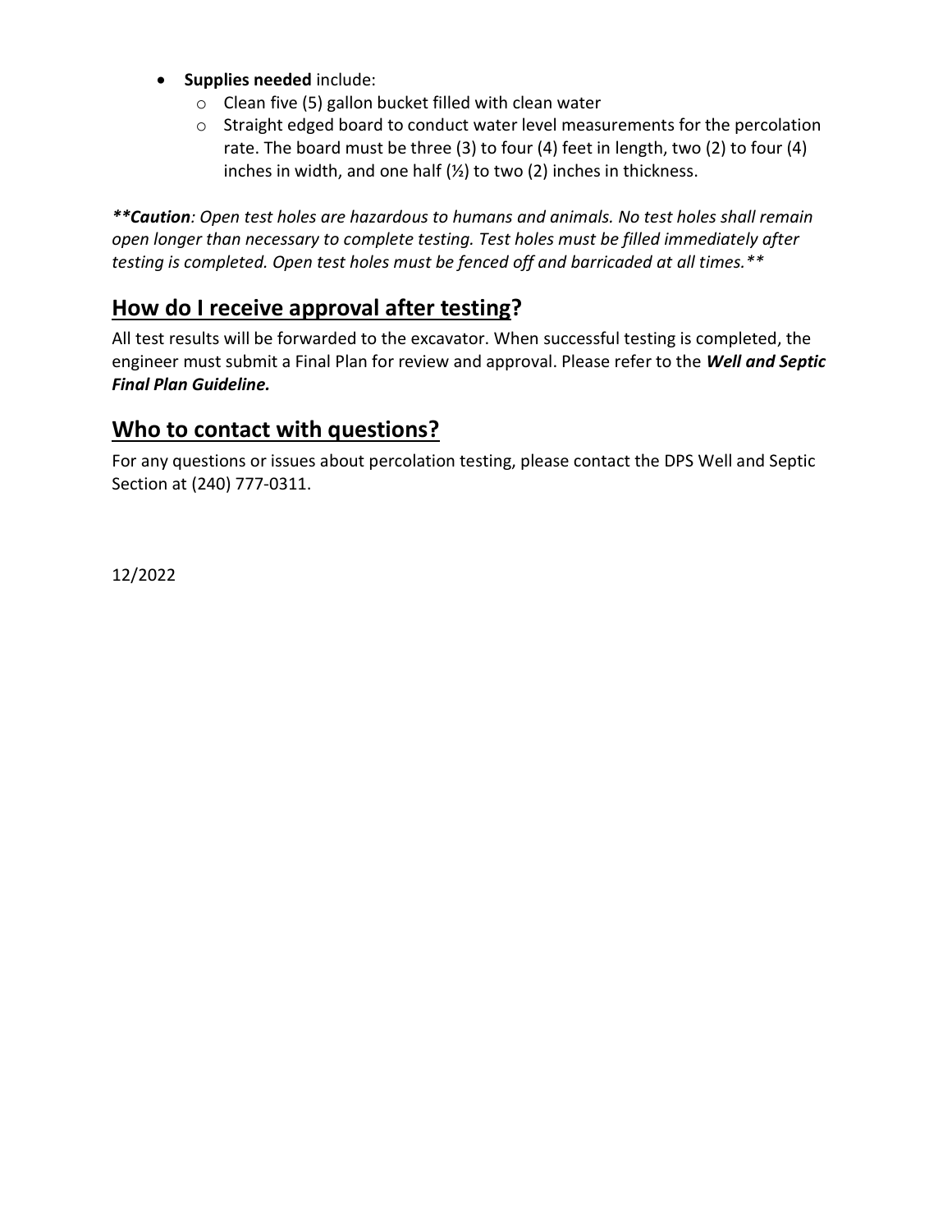- **Supplies needed** include:
  - Clean five (5) gallon bucket filled with clean water
  - Straight edged board to conduct water level measurements for the percolation rate. The board must be three (3) to four (4) feet in length, two (2) to four (4) inches in width, and one half (½) to two (2) inches in thickness.

***\*Caution**: Open test holes are hazardous to humans and animals. No test holes shall remain open longer than necessary to complete testing. Test holes must be filled immediately after testing is completed. Open test holes must be fenced off and barricaded at all times.***

## How do I receive approval after testing?

All test results will be forwarded to the excavator. When successful testing is completed, the engineer must submit a Final Plan for review and approval. Please refer to the ***Well and Septic Final Plan Guideline.***

## Who to contact with questions?

For any questions or issues about percolation testing, please contact the DPS Well and Septic Section at (240) 777-0311.

12/2022